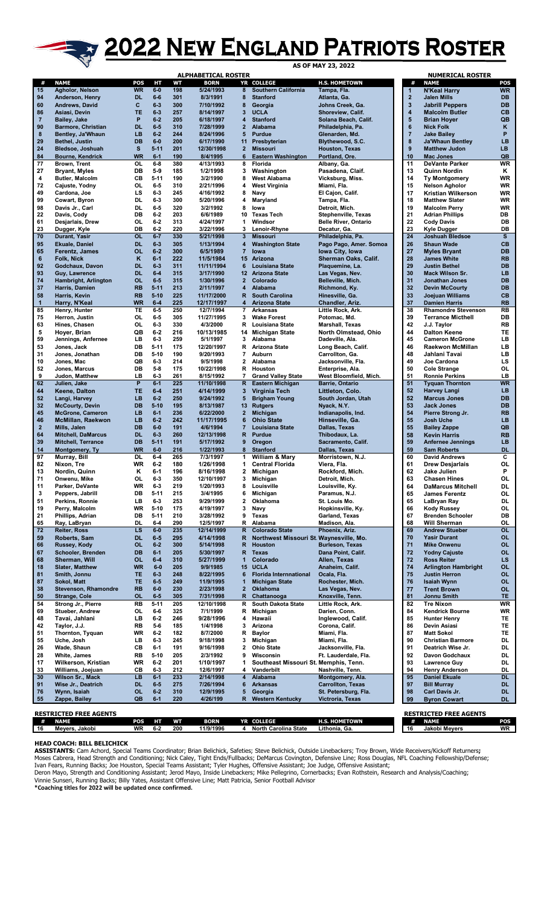# 2022 New England Patriots Roster

AS OF MAY 23, 2022

## ALPHABETICAL ROSTER

| # | NAME | POS | HT | WT | BORN | YR | COLLEGE | H.S. HOMETOWN |
|---|---|---|---|---|---|---|---|---|
| 15 | Agholor, Nelson | WR | 6-0 | 198 | 5/24/1993 | 8 | Southern California | Tampa, Fla. |
| 94 | Anderson, Henry | DL | 6-6 | 301 | 8/3/1991 | 8 | Stanford | Atlanta, Ga. |
| 60 | Andrews, David | C | 6-3 | 300 | 7/10/1992 | 8 | Georgia | Johns Creek, Ga. |
| 86 | Asiasi, Devin | TE | 6-3 | 257 | 8/14/1997 | 3 | UCLA | Shoreview, Calif. |
| 7 | Bailey, Jake | P | 6-2 | 205 | 6/18/1997 | 4 | Stanford | Solana Beach, Calif. |
| 90 | Barmore, Christian | DL | 6-5 | 310 | 7/28/1999 | 2 | Alabama | Philadelphia, Pa. |
| 8 | Bentley, Ja'Whaun | LB | 6-2 | 244 | 8/24/1996 | 5 | Purdue | Glenarden, Md. |
| 29 | Bethel, Justin | DB | 6-0 | 200 | 6/17/1990 | 11 | Presbyterian | Blythewood, S.C. |
| 24 | Bledsoe, Joshuah | S | 5-11 | 201 | 12/30/1998 | 2 | Missouri | Houston, Texas |
| 84 | Bourne, Kendrick | WR | 6-1 | 190 | 8/4/1995 | 6 | Eastern Washington | Portland, Ore. |
| 77 | Brown, Trent | OL | 6-8 | 380 | 4/13/1993 | 8 | Florida | Albany, Ga. |
| 27 | Bryant, Myles | DB | 5-9 | 185 | 1/2/1998 | 3 | Washington | Pasadena, Claif. |
| 4 | Butler, Malcolm | CB | 5-11 | 190 | 3/2/1990 | 8 | West Alabama | Vicksburg, Miss. |
| 72 | Cajuste, Yodny | OL | 6-5 | 310 | 2/21/1996 | 4 | West Virginia | Miami, Fla. |
| 49 | Cardona, Joe | LS | 6-3 | 245 | 4/16/1992 | 8 | Navy | El Cajon, Calif. |
| 99 | Cowart, Byron | DL | 6-3 | 300 | 5/20/1996 | 4 | Maryland | Tampa, Fla. |
| 98 | Davis Jr., Carl | DL | 6-5 | 320 | 3/2/1992 | 8 | Iowa | Detroit, Mich. |
| 22 | Davis, Cody | DB | 6-2 | 203 | 6/6/1989 | 10 | Texas Tech | Stephenville, Texas |
| 61 | Desjarlais, Drew | OL | 6-2 | 313 | 4/24/1997 | 1 | Windsor | Belle River, Ontario |
| 23 | Dugger, Kyle | DB | 6-2 | 220 | 3/22/1996 | 3 | Lenoir-Rhyne | Decatur, Ga. |
| 70 | Durant, Yasir | OL | 6-7 | 330 | 5/21/1998 | 3 | Missouri | Philadelphia, Pa. |
| 95 | Ekuale, Daniel | DL | 6-3 | 305 | 1/13/1994 | 4 | Washington State | Pago Pago, Amer. Somoa |
| 65 | Ferentz, James | OL | 6-2 | 300 | 6/5/1989 | 7 | Iowa | Iowa City, Iowa |
| 6 | Folk, Nick | K | 6-1 | 222 | 11/5/1984 | 15 | Arizona | Sherman Oaks, Calif. |
| 92 | Godchaux, Davon | DL | 6-3 | 311 | 11/11/1994 | 6 | Louisiana State | Plaquemine, La. |
| 93 | Guy, Lawrence | DL | 6-4 | 315 | 3/17/1990 | 12 | Arizona State | Las Vegas, Nev. |
| 74 | Hambright, Arlington | OL | 6-5 | 315 | 1/30/1996 | 2 | Colorado | Belleville, Mich. |
| 37 | Harris, Damien | RB | 5-11 | 213 | 2/11/1997 | 4 | Alabama | Richmond, Ky. |
| 58 | Harris, Kevin | RB | 5-10 | 225 | 11/17/2000 | R | South Carolina | Hinesville, Ga. |
| 1 | Harry, N'Keal | WR | 6-4 | 225 | 12/17/1997 | 4 | Arizona State | Chandler, Ariz. |
| 85 | Henry, Hunter | TE | 6-5 | 250 | 12/7/1994 | 7 | Arkansas | Little Rock, Ark. |
| 75 | Herron, Justin | OL | 6-5 | 305 | 11/27/1995 | 3 | Wake Forest | Potomac, Md. |
| 63 | Hines, Chasen | OL | 6-3 | 330 | 4/3/2000 | R | Louisiana State | Marshall, Texas |
| 5 | Hoyer, Brian | QB | 6-2 | 216 | 10/13/1985 | 14 | Michigan State | North Olmstead, Ohio |
| 59 | Jennings, Anfernee | LB | 6-3 | 259 | 5/1/1997 | 3 | Alabama | Dadeville, Ala. |
| 53 | Jones, Jack | DB | 5-11 | 175 | 12/20/1997 | R | Arizona State | Long Beach, Calif. |
| 31 | Jones, Jonathan | DB | 5-10 | 190 | 9/20/1993 | 7 | Auburn | Carrollton, Ga. |
| 10 | Jones, Mac | QB | 6-3 | 214 | 9/5/1998 | 2 | Alabama | Jacksonville, Fla. |
| 52 | Jones, Marcus | DB | 5-8 | 175 | 10/22/1998 | R | Houston | Enterprise, Ala. |
| 9 | Judon, Matthew | LB | 6-3 | 261 | 8/15/1992 | 7 | Grand Valley State | West Bloomfield, Mich. |
| 62 | Julien, Jake | P | 6-1 | 225 | 11/10/1998 | R | Eastern Michigan | Barrie, Ontario |
| 44 | Keene, Dalton | TE | 6-4 | 251 | 4/14/1999 | 3 | Virginia Tech | Littleton, Colo. |
| 52 | Langi, Harvey | LB | 6-2 | 250 | 9/24/1992 | 5 | Brigham Young | South Jordan, Utah |
| 32 | McCourty, Devin | DB | 5-10 | 195 | 8/13/1987 | 13 | Rutgers | Nyack, N.Y. |
| 45 | McGrone, Cameron | LB | 6-1 | 236 | 6/22/2000 | 2 | Michigan | Indianapolis, Ind. |
| 46 | McMillan, Raekwon | LB | 6-2 | 242 | 11/17/1995 | 6 | Ohio State | Hinseville, Ga. |
| 2 | Mills, Jalen | DB | 6-0 | 191 | 4/6/1994 | 7 | Louisiana State | Dallas, Texas |
| 64 | Mitchell, DaMarcus | DL | 6-3 | 260 | 12/13/1998 | R | Purdue | Thibodaux, La. |
| 39 | Mitchell, Terrance | DB | 5-11 | 191 | 5/17/1992 | 9 | Oregon | Sacramento, Calif. |
| 14 | Montgomery, Ty | WR | 6-0 | 216 | 1/22/1993 | 8 | Stanford | Dallas, Texas |
| 97 | Murray, Bill | DL | 6-4 | 265 | 7/3/1997 | 1 | William & Mary | Morristown, N.J. |
| 82 | Nixon, Tre | WR | 6-2 | 180 | 1/26/1998 | 1 | Central Florida | Viera, Fla. |
| 13 | Nordin, Quinn | K | 6-1 | 196 | 8/16/1998 | 2 | Michigan | Rockford, Mich. |
| 71 | Onwenu, Mike | OL | 6-3 | 350 | 12/10/1997 | 3 | Michigan | Detroit, Mich. |
| 11 | Parker, DeVante | WR | 6-3 | 219 | 1/20/1993 | 8 | Louisville | Louisville, Ky. |
| 3 | Peppers, Jabrill | DB | 5-11 | 215 | 3/4/1995 | 6 | Michigan | Paramus, N.J. |
| 51 | Perkins, Ronnie | LB | 6-3 | 253 | 9/29/1999 | 2 | Oklahoma | St. Louis Mo. |
| 19 | Perry, Malcolm | WR | 5-10 | 175 | 4/19/1997 | 3 | Navy | Hopkinsville, Ky. |
| 21 | Phillips, Adrian | DB | 5-11 | 210 | 3/28/1992 | 9 | Texas | Garland, Texas |
| 65 | Ray, LaBryan | DL | 6-4 | 290 | 12/5/1997 | R | Alabama | Madison, Ala. |
| 72 | Reiter, Ross | LS | 6-0 | 235 | 12/14/1999 | R | Colorado State | Phoenix, Ariz. |
| 59 | Roberts, Sam | DL | 6-5 | 295 | 4/14/1998 | R | Northwest Missouri St. | Waynesville, Mo. |
| 66 | Russey, Kody | OL | 6-2 | 300 | 5/14/1998 | R | Houston | Burleson, Texas |
| 67 | Schooler, Brenden | DB | 6-1 | 205 | 5/30/1997 | R | Texas | Dana Point, Calif. |
| 68 | Sherman, Will | OL | 6-4 | 310 | 5/27/1999 | 1 | Colorado | Allen, Texas |
| 18 | Slater, Matthew | WR | 6-0 | 205 | 9/9/1985 | 15 | UCLA | Anaheim, Calif. |
| 81 | Smith, Jonnu | TE | 6-3 | 248 | 8/22/1995 | 6 | Florida Internnational | Ocala, Fla. |
| 87 | Sokol, Matt | TE | 6-5 | 249 | 11/9/1995 | 1 | Michigan State | Rochester, Mich. |
| 38 | Stevenson, Rhamondre | RB | 6-0 | 230 | 2/23/1998 | 2 | Oklahoma | Las Vegas, Nev. |
| 50 | Strange, Cole | OL | 6-5 | 305 | 7/31/1998 | R | Chattanooga | Knoxville, Tenn. |
| 54 | Strong Jr., Pierre | RB | 5-11 | 205 | 12/10/1998 | R | South Dakota State | Little Rock, Ark. |
| 69 | Stueber, Andrew | OL | 6-6 | 325 | 7/1/1999 | R | Michigan | Darien, Conn. |
| 48 | Tavai, Jahlani | LB | 6-2 | 246 | 9/28/1996 | 4 | Hawaii | Inglewood, Calif. |
| 42 | Taylor, J.J. | RB | 5-6 | 185 | 1/4/1998 | 3 | Arizona | Corona, Calif. |
| 51 | Thornton, Tyquan | WR | 6-2 | 182 | 8/7/2000 | R | Baylor | Miami, Fla. |
| 55 | Uche, Josh | LB | 6-3 | 245 | 9/18/1998 | 3 | Michigan | Miami, Fla. |
| 26 | Wade, Shaun | CB | 6-1 | 191 | 9/16/1998 | 2 | Ohio State | Jacksonville, Fla. |
| 28 | White, James | RB | 5-10 | 205 | 2/3/1992 | 9 | Wisconsin | Ft. Lauderdale, Fla. |
| 17 | Wilkerson, Kristian | WR | 6-2 | 201 | 1/10/1997 | 1 | Southeast Missouri St. | Memphis, Tenn. |
| 33 | Williams, Joejuan | CB | 6-3 | 212 | 12/6/1997 | 4 | Vanderbilt | Nashville, Tenn. |
| 30 | Wilson Sr., Mack | LB | 6-1 | 233 | 2/14/1998 | 4 | Alabama | Montgomery, Ala. |
| 91 | Wise Jr., Deatrich | DL | 6-5 | 275 | 7/26/1994 | 6 | Arkansas | Carrollton, Texas |
| 76 | Wynn, Isaiah | OL | 6-2 | 310 | 12/9/1995 | 5 | Georgia | St. Petersburg, Fla. |
| 55 | Zappe, Bailey | QB | 6-1 | 220 | 4/26/199 | R | Western Kentucky | Victroria, Texas |

## RESTRICTED FREE AGENTS

| # | NAME | POS | HT | WT | BORN | YR | COLLEGE | H.S. HOMETOWN |
|---|---|---|---|---|---|---|---|---|
| 16 | Meyers, Jakobi | WR | 6-2 | 200 | 11/9/1996 | 4 | North Carolina State | Lithonia, Ga. |

## NUMERICAL ROSTER

| # | NAME | POS |
|---|---|---|
| 1 | N'Keal Harry | WR |
| 2 | Jalen Mills | DB |
| 3 | Jabrill Peppers | DB |
| 4 | Malcolm Butler | CB |
| 5 | Brian Hoyer | QB |
| 6 | Nick Folk | K |
| 7 | Jake Bailey | P |
| 8 | Ja'Whaun Bentley | LB |
| 9 | Matthew Judon | LB |
| 10 | Mac Jones | QB |
| 11 | DeVante Parker | WR |
| 13 | Quinn Nordin | K |
| 14 | Ty Montgomery | WR |
| 15 | Nelson Agholor | WR |
| 17 | Kristian Wilkerson | WR |
| 18 | Matthew Slater | WR |
| 19 | Malcolm Perry | WR |
| 21 | Adrian Phillips | DB |
| 22 | Cody Davis | DB |
| 23 | Kyle Dugger | DB |
| 24 | Joshuah Bledsoe | S |
| 26 | Shaun Wade | CB |
| 27 | Myles Bryant | DB |
| 28 | James White | RB |
| 29 | Justin Bethel | DB |
| 30 | Mack Wilson Sr. | LB |
| 31 | Jonathan Jones | DB |
| 32 | Devin McCourty | DB |
| 33 | Joejuan Williams | CB |
| 37 | Damien Harris | RB |
| 38 | Rhamondre Stevenson | RB |
| 39 | Terrance Micthell | DB |
| 42 | J.J. Taylor | RB |
| 44 | Dalton Keene | TE |
| 45 | Cameron McGrone | LB |
| 46 | Raekwon McMillan | LB |
| 48 | Jahlani Tavai | LB |
| 49 | Joe Cardona | LS |
| 50 | Cole Strange | OL |
| 51 | Ronnie Perkins | LB |
| 51 | Tyquan Thornton | WR |
| 52 | Harvey Langi | LB |
| 52 | Marcus Jones | DB |
| 53 | Jack Jones | DB |
| 54 | Pierre Strong Jr. | RB |
| 55 | Josh Uche | LB |
| 55 | Bailey Zappe | QB |
| 58 | Kevin Harris | RB |
| 59 | Anfernee Jennings | LB |
| 59 | Sam Roberts | DL |
| 60 | David Andrews | C |
| 61 | Drew Desjarlais | OL |
| 62 | Jake Julien | P |
| 63 | Chasen Hines | OL |
| 64 | DaMarcus Mitchell | DL |
| 65 | James Ferentz | OL |
| 65 | LaBryan Ray | DL |
| 66 | Kody Russey | OL |
| 67 | Brenden Schooler | DB |
| 68 | Will Sherman | OL |
| 69 | Andrew Stueber | OL |
| 70 | Yasir Durant | OL |
| 71 | Mike Onwenu | OL |
| 72 | Yodny Cajuste | OL |
| 72 | Ross Reiter | LS |
| 74 | Arlington Hambright | OL |
| 75 | Justin Herron | OL |
| 76 | Isaiah Wynn | OL |
| 77 | Trent Brown | OL |
| 81 | Jonnu Smith | TE |
| 82 | Tre Nixon | WR |
| 84 | Kendrick Bourne | WR |
| 85 | Hunter Henry | TE |
| 86 | Devin Asiasi | TE |
| 87 | Matt Sokol | TE |
| 90 | Christian Barmore | DL |
| 91 | Deatrich Wise Jr. | DL |
| 92 | Davon Godchaux | DL |
| 93 | Lawrence Guy | DL |
| 94 | Henry Anderson | DL |
| 95 | Daniel Ekuale | DL |
| 97 | Bill Murray | DL |
| 98 | Carl Davis Jr. | DL |
| 99 | Byron Cowart | DL |

## RESTRICTED FREE AGENTS

| # | NAME | POS |
|---|---|---|
| 16 | Jakobi Meyers | WR |

**HEAD COACH: BILL BELICHICK**

**ASSISTANTS:** Cam Achord, Special Teams Coordinator; Brian Belichick, Safeties; Steve Belichick, Outside Linebackers; Troy Brown, Wide Receivers/Kickoff Returners**;** Moses Cabrera, Head Strength and Conditioning; Nick Caley, Tight Ends/Fullbacks; DeMarcus Covington, Defensive Line; Ross Douglas, NFL Coaching Fellowship/Defense; Ivan Fears, Running Backs; Joe Houston, Special Teams Assistant; Tyler Hughes, Offensive Assistant; Joe Judge, Offensive Assistant; Deron Mayo, Strength and Conditioning Assistant; Jerod Mayo, Inside Linebackers; Mike Pellegrino, Cornerbacks; Evan Rothstein, Research and Analysis/Coaching; Vinnie Sunseri, Running Backs; Billy Yates, Assistant Offensive Line; Matt Patricia, Senior Football Advisor

**\*Coaching titles for 2022 will be updated once confirmed.**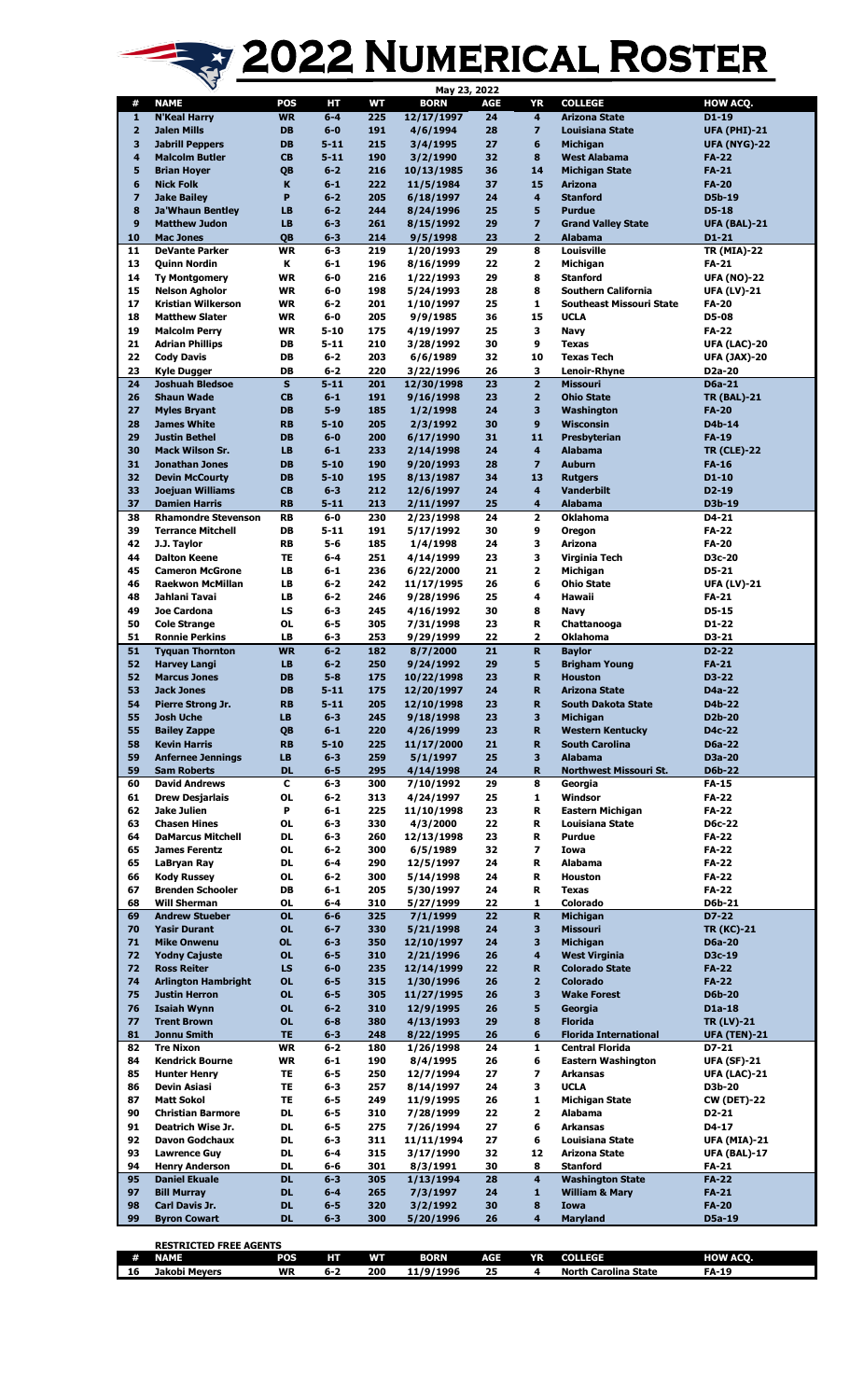# 2022 Numerical Roster

May 23, 2022

| # | NAME | POS | HT | WT | BORN | AGE | YR | COLLEGE | HOW ACQ. |
|---|---|---|---|---|---|---|---|---|---|
| 1 | N'Keal Harry | WR | 6-4 | 225 | 12/17/1997 | 24 | 4 | Arizona State | D1-19 |
| 2 | Jalen Mills | DB | 6-0 | 191 | 4/6/1994 | 28 | 7 | Louisiana State | UFA (PHI)-21 |
| 3 | Jabrill Peppers | DB | 5-11 | 215 | 3/4/1995 | 27 | 6 | Michigan | UFA (NYG)-22 |
| 4 | Malcolm Butler | CB | 5-11 | 190 | 3/2/1990 | 32 | 8 | West Alabama | FA-22 |
| 5 | Brian Hoyer | QB | 6-2 | 216 | 10/13/1985 | 36 | 14 | Michigan State | FA-21 |
| 6 | Nick Folk | K | 6-1 | 222 | 11/5/1984 | 37 | 15 | Arizona | FA-20 |
| 7 | Jake Bailey | P | 6-2 | 205 | 6/18/1997 | 24 | 4 | Stanford | D5b-19 |
| 8 | Ja'Whaun Bentley | LB | 6-2 | 244 | 8/24/1996 | 25 | 5 | Purdue | D5-18 |
| 9 | Matthew Judon | LB | 6-3 | 261 | 8/15/1992 | 29 | 7 | Grand Valley State | UFA (BAL)-21 |
| 10 | Mac Jones | QB | 6-3 | 214 | 9/5/1998 | 23 | 2 | Alabama | D1-21 |
| 11 | DeVante Parker | WR | 6-3 | 219 | 1/20/1993 | 29 | 8 | Louisville | TR (MIA)-22 |
| 13 | Quinn Nordin | K | 6-1 | 196 | 8/16/1999 | 22 | 2 | Michigan | FA-21 |
| 14 | Ty Montgomery | WR | 6-0 | 216 | 1/22/1993 | 29 | 8 | Stanford | UFA (NO)-22 |
| 15 | Nelson Agholor | WR | 6-0 | 198 | 5/24/1993 | 28 | 8 | Southern California | UFA (LV)-21 |
| 17 | Kristian Wilkerson | WR | 6-2 | 201 | 1/10/1997 | 25 | 1 | Southeast Missouri State | FA-20 |
| 18 | Matthew Slater | WR | 6-0 | 205 | 9/9/1985 | 36 | 15 | UCLA | D5-08 |
| 19 | Malcolm Perry | WR | 5-10 | 175 | 4/19/1997 | 25 | 3 | Navy | FA-22 |
| 21 | Adrian Phillips | DB | 5-11 | 210 | 3/28/1992 | 30 | 9 | Texas | UFA (LAC)-20 |
| 22 | Cody Davis | DB | 6-2 | 203 | 6/6/1989 | 32 | 10 | Texas Tech | UFA (JAX)-20 |
| 23 | Kyle Dugger | DB | 6-2 | 220 | 3/22/1996 | 26 | 3 | Lenoir-Rhyne | D2a-20 |
| 24 | Joshuah Bledsoe | S | 5-11 | 201 | 12/30/1998 | 23 | 2 | Missouri | D6a-21 |
| 26 | Shaun Wade | CB | 6-1 | 191 | 9/16/1998 | 23 | 2 | Ohio State | TR (BAL)-21 |
| 27 | Myles Bryant | DB | 5-9 | 185 | 1/2/1998 | 24 | 3 | Washington | FA-20 |
| 28 | James White | RB | 5-10 | 205 | 2/3/1992 | 30 | 9 | Wisconsin | D4b-14 |
| 29 | Justin Bethel | DB | 6-0 | 200 | 6/17/1990 | 31 | 11 | Presbyterian | FA-19 |
| 30 | Mack Wilson Sr. | LB | 6-1 | 233 | 2/14/1998 | 24 | 4 | Alabama | TR (CLE)-22 |
| 31 | Jonathan Jones | DB | 5-10 | 190 | 9/20/1993 | 28 | 7 | Auburn | FA-16 |
| 32 | Devin McCourty | DB | 5-10 | 195 | 8/13/1987 | 34 | 13 | Rutgers | D1-10 |
| 33 | Joejuan Williams | CB | 6-3 | 212 | 12/6/1997 | 24 | 4 | Vanderbilt | D2-19 |
| 37 | Damien Harris | RB | 5-11 | 213 | 2/11/1997 | 25 | 4 | Alabama | D3b-19 |
| 38 | Rhamondre Stevenson | RB | 6-0 | 230 | 2/23/1998 | 24 | 2 | Oklahoma | D4-21 |
| 39 | Terrance Mitchell | DB | 5-11 | 191 | 5/17/1992 | 30 | 9 | Oregon | FA-22 |
| 42 | J.J. Taylor | RB | 5-6 | 185 | 1/4/1998 | 24 | 3 | Arizona | FA-20 |
| 44 | Dalton Keene | TE | 6-4 | 251 | 4/14/1999 | 23 | 3 | Virginia Tech | D3c-20 |
| 45 | Cameron McGrone | LB | 6-1 | 236 | 6/22/2000 | 21 | 2 | Michigan | D5-21 |
| 46 | Raekwon McMillan | LB | 6-2 | 242 | 11/17/1995 | 26 | 6 | Ohio State | UFA (LV)-21 |
| 48 | Jahlani Tavai | LB | 6-2 | 246 | 9/28/1996 | 25 | 4 | Hawaii | FA-21 |
| 49 | Joe Cardona | LS | 6-3 | 245 | 4/16/1992 | 30 | 8 | Navy | D5-15 |
| 50 | Cole Strange | OL | 6-5 | 305 | 7/31/1998 | 23 | R | Chattanooga | D1-22 |
| 51 | Ronnie Perkins | LB | 6-3 | 253 | 9/29/1999 | 22 | 2 | Oklahoma | D3-21 |
| 51 | Tyquan Thornton | WR | 6-2 | 182 | 8/7/2000 | 21 | R | Baylor | D2-22 |
| 52 | Harvey Langi | LB | 6-3 | 250 | 9/24/1992 | 29 | 5 | Brigham Young | FA-21 |
| 52 | Marcus Jones | DB | 5-8 | 175 | 10/22/1998 | 23 | R | Houston | D3-22 |
| 53 | Jack Jones | DB | 5-11 | 175 | 12/20/1997 | 24 | R | Arizona State | D4a-22 |
| 54 | Pierre Strong Jr. | RB | 5-11 | 205 | 12/10/1998 | 23 | R | South Dakota State | D4b-22 |
| 55 | Josh Uche | LB | 6-3 | 245 | 9/18/1998 | 23 | 3 | Michigan | D2b-20 |
| 55 | Bailey Zappe | QB | 6-1 | 220 | 4/26/1999 | 23 | R | Western Kentucky | D4c-22 |
| 58 | Kevin Harris | RB | 5-10 | 225 | 11/17/2000 | 21 | R | South Carolina | D6a-22 |
| 59 | Anfernee Jennings | LB | 6-3 | 259 | 5/1/1997 | 25 | 3 | Alabama | D3a-20 |
| 59 | Sam Roberts | DL | 6-5 | 295 | 4/14/1998 | 24 | R | Northwest Missouri St. | D6b-22 |
| 60 | David Andrews | C | 6-3 | 300 | 7/10/1992 | 29 | 8 | Georgia | FA-15 |
| 61 | Drew Desjarlais | OL | 6-2 | 313 | 4/24/1997 | 25 | 1 | Windsor | FA-22 |
| 62 | Jake Julien | P | 6-1 | 225 | 11/10/1998 | 23 | R | Eastern Michigan | FA-22 |
| 63 | Chasen Hines | OL | 6-3 | 330 | 4/3/2000 | 22 | R | Louisiana State | D6c-22 |
| 64 | DaMarcus Mitchell | DL | 6-3 | 260 | 12/13/1998 | 23 | R | Purdue | FA-22 |
| 65 | James Ferentz | OL | 6-2 | 300 | 6/5/1989 | 32 | 7 | Iowa | FA-22 |
| 65 | LaBryan Ray | DL | 6-4 | 290 | 12/5/1997 | 24 | R | Alabama | FA-22 |
| 66 | Kody Russey | OL | 6-2 | 300 | 5/14/1998 | 24 | R | Houston | FA-22 |
| 67 | Brenden Schooler | DB | 6-1 | 205 | 5/30/1997 | 24 | R | Texas | FA-22 |
| 68 | Will Sherman | OL | 6-4 | 310 | 5/27/1999 | 22 | 1 | Colorado | D6b-21 |
| 69 | Andrew Stueber | OL | 6-6 | 325 | 7/1/1999 | 22 | R | Michigan | D7-22 |
| 70 | Yasir Durant | OL | 6-7 | 330 | 5/21/1998 | 24 | 3 | Missouri | TR (KC)-21 |
| 71 | Mike Onwenu | OL | 6-3 | 350 | 12/10/1997 | 24 | 3 | Michigan | D6a-20 |
| 72 | Yodny Cajuste | OL | 6-5 | 310 | 2/21/1996 | 26 | 4 | West Virginia | D3c-19 |
| 72 | Ross Reiter | LS | 6-0 | 235 | 12/14/1999 | 22 | R | Colorado State | FA-22 |
| 74 | Arlington Hambright | OL | 6-5 | 315 | 1/30/1996 | 26 | 2 | Colorado | FA-22 |
| 75 | Justin Herron | OL | 6-5 | 305 | 11/27/1995 | 26 | 3 | Wake Forest | D6b-20 |
| 76 | Isaiah Wynn | OL | 6-2 | 310 | 12/9/1995 | 26 | 5 | Georgia | D1a-18 |
| 77 | Trent Brown | OL | 6-8 | 380 | 4/13/1993 | 29 | 8 | Florida | TR (LV)-21 |
| 81 | Jonnu Smith | TE | 6-3 | 248 | 8/22/1995 | 26 | 6 | Florida International | UFA (TEN)-21 |
| 82 | Tre Nixon | WR | 6-2 | 180 | 1/26/1998 | 24 | 1 | Central Florida | D7-21 |
| 84 | Kendrick Bourne | WR | 6-1 | 190 | 8/4/1995 | 26 | 6 | Eastern Washington | UFA (SF)-21 |
| 85 | Hunter Henry | TE | 6-5 | 250 | 12/7/1994 | 27 | 7 | Arkansas | UFA (LAC)-21 |
| 86 | Devin Asiasi | TE | 6-3 | 257 | 8/14/1997 | 24 | 3 | UCLA | D3b-20 |
| 87 | Matt Sokol | TE | 6-5 | 249 | 11/9/1995 | 26 | 1 | Michigan State | CW (DET)-22 |
| 90 | Christian Barmore | DL | 6-5 | 310 | 7/28/1999 | 22 | 2 | Alabama | D2-21 |
| 91 | Deatrich Wise Jr. | DL | 6-5 | 275 | 7/26/1994 | 27 | 6 | Arkansas | D4-17 |
| 92 | Davon Godchaux | DL | 6-3 | 311 | 11/11/1994 | 27 | 6 | Louisiana State | UFA (MIA)-21 |
| 93 | Lawrence Guy | DL | 6-4 | 315 | 3/17/1990 | 32 | 12 | Arizona State | UFA (BAL)-17 |
| 94 | Henry Anderson | DL | 6-6 | 301 | 8/3/1991 | 30 | 8 | Stanford | FA-21 |
| 95 | Daniel Ekuale | DL | 6-3 | 305 | 1/13/1994 | 28 | 4 | Washington State | FA-22 |
| 97 | Bill Murray | DL | 6-4 | 265 | 7/3/1997 | 24 | 1 | William & Mary | FA-21 |
| 98 | Carl Davis Jr. | DL | 6-5 | 320 | 3/2/1992 | 30 | 8 | Iowa | FA-20 |
| 99 | Byron Cowart | DL | 6-3 | 300 | 5/20/1996 | 26 | 4 | Maryland | D5a-19 |

**RESTRICTED FREE AGENTS**

| # | NAME | POS | HT | WT | BORN | AGE | YR | COLLEGE | HOW ACQ. |
|---|---|---|---|---|---|---|---|---|---|
| 16 | Jakobi Meyers | WR | 6-2 | 200 | 11/9/1996 | 25 | 4 | North Carolina State | FA-19 |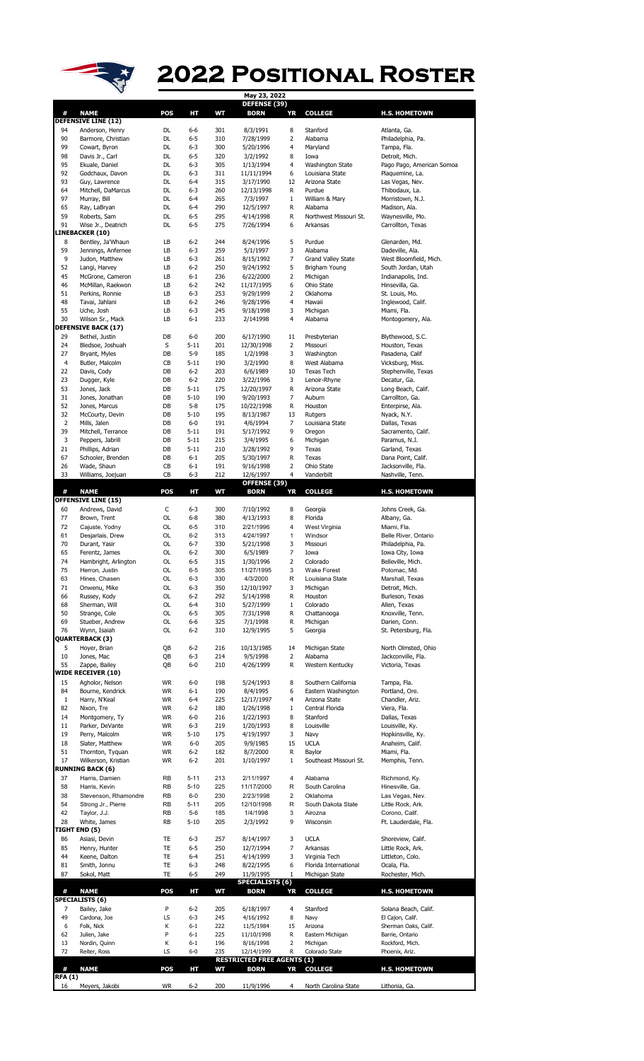# 2022 Positional Roster

May 23, 2022

## DEFENSE (39)

| # | NAME | POS | HT | WT | BORN | YR | COLLEGE | H.S. HOMETOWN |
|---|---|---|---|---|---|---|---|---|
| **DEFENSIVE LINE (12)** | | | | | | | | |
| 94 | Anderson, Henry | DL | 6-6 | 301 | 8/3/1991 | 8 | Stanford | Atlanta, Ga. |
| 90 | Barmore, Christian | DL | 6-5 | 310 | 7/28/1999 | 2 | Alabama | Philadelphia, Pa. |
| 99 | Cowart, Byron | DL | 6-3 | 300 | 5/20/1996 | 4 | Maryland | Tampa, Fla. |
| 98 | Davis Jr., Carl | DL | 6-5 | 320 | 3/2/1992 | 8 | Iowa | Detroit, Mich. |
| 95 | Ekuale, Daniel | DL | 6-3 | 305 | 1/13/1994 | 4 | Washington State | Pago Pago, American Samoa |
| 92 | Godchaux, Davon | DL | 6-3 | 311 | 11/11/1994 | 6 | Louisiana State | Plaquemine, La. |
| 93 | Guy, Lawrence | DL | 6-4 | 315 | 3/17/1990 | 12 | Arizona State | Las Vegas, Nev. |
| 64 | Mitchell, DaMarcus | DL | 6-3 | 260 | 12/13/1998 | R | Purdue | Thibodaux, La. |
| 97 | Murray, Bill | DL | 6-4 | 265 | 7/3/1997 | 1 | William & Mary | Morristown, N.J. |
| 65 | Ray, LaBryan | DL | 6-4 | 290 | 12/5/1997 | R | Alabama | Madison, Ala. |
| 59 | Roberts, Sam | DL | 6-5 | 295 | 4/14/1998 | R | Northwest Missouri St. | Waynesville, Mo. |
| 91 | Wise Jr., Deatrich | DL | 6-5 | 275 | 7/26/1994 | 6 | Arkansas | Carrollton, Texas |
| **LINEBACKER (10)** | | | | | | | | |
| 8 | Bentley, Ja'Whaun | LB | 6-2 | 244 | 8/24/1996 | 5 | Purdue | Glenarden, Md. |
| 59 | Jennings, Anfernee | LB | 6-3 | 259 | 5/1/1997 | 3 | Alabama | Dadeville, Ala. |
| 9 | Judon, Matthew | LB | 6-3 | 261 | 8/15/1992 | 7 | Grand Valley State | West Bloomfield, Mich. |
| 52 | Langi, Harvey | LB | 6-2 | 250 | 9/24/1992 | 5 | Brigham Young | South Jordan, Utah |
| 45 | McGrone, Cameron | LB | 6-1 | 236 | 6/22/2000 | 2 | Michigan | Indianapolis, Ind. |
| 46 | McMillan, Raekwon | LB | 6-2 | 242 | 11/17/1995 | 6 | Ohio State | Hinesville, Ga. |
| 51 | Perkins, Ronnie | LB | 6-3 | 253 | 9/29/1999 | 2 | Oklahoma | St. Louis, Mo. |
| 48 | Tavai, Jahlani | LB | 6-2 | 246 | 9/28/1996 | 4 | Hawaii | Inglewood, Calif. |
| 55 | Uche, Josh | LB | 6-3 | 245 | 9/18/1998 | 3 | Michigan | Miami, Fla. |
| 30 | Wilson Sr., Mack | LB | 6-1 | 233 | 2/141998 | 4 | Alabama | Montogomery, Ala. |
| **DEFENSIVE BACK (17)** | | | | | | | | |
| 29 | Bethel, Justin | DB | 6-0 | 200 | 6/17/1990 | 11 | Presbyterian | Blythewood, S.C. |
| 24 | Bledsoe, Joshuah | S | 5-11 | 201 | 12/30/1998 | 2 | Missouri | Houston, Texas |
| 27 | Bryant, Myles | DB | 5-9 | 185 | 1/2/1998 | 3 | Washington | Pasadena, Calif |
| 4 | Butler, Malcolm | CB | 5-11 | 190 | 3/2/1990 | 8 | West Alabama | Vicksburg, Miss. |
| 22 | Davis, Cody | DB | 6-2 | 203 | 6/6/1989 | 10 | Texas Tech | Stephenville, Texas |
| 23 | Dugger, Kyle | DB | 6-2 | 220 | 3/22/1996 | 3 | Lenoir-Rhyne | Decatur, Ga. |
| 53 | Jones, Jack | DB | 5-11 | 175 | 12/20/1997 | R | Arizona State | Long Beach, Calif. |
| 31 | Jones, Jonathan | DB | 5-10 | 190 | 9/20/1993 | 7 | Auburn | Carrollton, Ga. |
| 52 | Jones, Marcus | DB | 5-8 | 175 | 10/22/1998 | R | Houston | Enterprise, Ala. |
| 32 | McCourty, Devin | DB | 5-10 | 195 | 8/13/1987 | 13 | Rutgers | Nyack, N.Y. |
| 2 | Mills, Jalen | DB | 6-0 | 191 | 4/6/1994 | 7 | Louisiana State | Dallas, Texas |
| 39 | Mitchell, Terrance | DB | 5-11 | 191 | 5/17/1992 | 9 | Oregon | Sacramento, Calif. |
| 3 | Peppers, Jabrill | DB | 5-11 | 215 | 3/4/1995 | 6 | Michigan | Paramus, N.J. |
| 21 | Phillips, Adrian | DB | 5-11 | 210 | 3/28/1992 | 9 | Texas | Garland, Texas |
| 67 | Schooler, Brenden | DB | 6-1 | 205 | 5/30/1997 | R | Texas | Dana Point, Calif. |
| 26 | Wade, Shaun | CB | 6-1 | 191 | 9/16/1998 | 2 | Ohio State | Jacksonville, Fla. |
| 33 | Williams, Joejuan | CB | 6-3 | 212 | 12/6/1997 | 4 | Vanderbilt | Nashville, Tenn. |

## OFFENSE (39)

| # | NAME | POS | HT | WT | BORN | YR | COLLEGE | H.S. HOMETOWN |
|---|---|---|---|---|---|---|---|---|
| **OFFENSIVE LINE (15)** | | | | | | | | |
| 60 | Andrews, David | C | 6-3 | 300 | 7/10/1992 | 8 | Georgia | Johns Creek, Ga. |
| 77 | Brown, Trent | OL | 6-8 | 380 | 4/13/1993 | 8 | Florida | Albany, Ga. |
| 72 | Cajuste, Yodny | OL | 6-5 | 310 | 2/21/1996 | 4 | West Virginia | Miami, Fla. |
| 61 | Desjarlais, Drew | OL | 6-2 | 313 | 4/24/1997 | 1 | Windsor | Belle River, Ontario |
| 70 | Durant, Yasir | OL | 6-7 | 330 | 5/21/1998 | 3 | Missouri | Philadelphia, Pa. |
| 65 | Ferentz, James | OL | 6-2 | 300 | 6/5/1989 | 7 | Iowa | Iowa City, Iowa |
| 74 | Hambright, Arlington | OL | 6-5 | 315 | 1/30/1996 | 2 | Colorado | Belleville, Mich. |
| 75 | Herron, Justin | OL | 6-5 | 305 | 11/27/1995 | 3 | Wake Forest | Potomac, Md. |
| 63 | Hines, Chasen | OL | 6-3 | 330 | 4/3/2000 | R | Louisiana State | Marshall, Texas |
| 71 | Onwenu, Mike | OL | 6-3 | 350 | 12/10/1997 | 3 | Michigan | Detroit, Mich. |
| 66 | Russey, Kody | OL | 6-2 | 292 | 5/14/1998 | R | Houston | Burleson, Texas |
| 68 | Sherman, Will | OL | 6-4 | 310 | 5/27/1999 | 1 | Colorado | Allen, Texas |
| 50 | Strange, Cole | OL | 6-5 | 305 | 7/31/1998 | R | Chattanooga | Knoxville, Tenn. |
| 69 | Stueber, Andrew | OL | 6-6 | 325 | 7/1/1998 | R | Michigan | Darien, Conn. |
| 76 | Wynn, Isaiah | OL | 6-2 | 310 | 12/9/1995 | 5 | Georgia | St. Petersburg, Fla. |
| **QUARTERBACK (3)** | | | | | | | | |
| 5 | Hoyer, Brian | QB | 6-2 | 216 | 10/13/1985 | 14 | Michigan State | North Olmsted, Ohio |
| 10 | Jones, Mac | QB | 6-3 | 214 | 9/5/1998 | 2 | Alabama | Jackconville, Fla. |
| 55 | Zappe, Bailey | QB | 6-0 | 210 | 4/26/1999 | R | Western Kentucky | Victoria, Texas |
| **WIDE RECEIVER (10)** | | | | | | | | |
| 15 | Agholor, Nelson | WR | 6-0 | 198 | 5/24/1993 | 8 | Southern California | Tampa, Fla. |
| 84 | Bourne, Kendrick | WR | 6-1 | 190 | 8/4/1995 | 6 | Eastern Washington | Portland, Ore. |
| 1 | Harry, N'Keal | WR | 6-4 | 225 | 12/17/1997 | 4 | Arizona State | Chandler, Ariz. |
| 82 | Nixon, Tre | WR | 6-2 | 180 | 1/26/1998 | 1 | Central Florida | Viera, Fla. |
| 14 | Montgomery, Ty | WR | 6-0 | 216 | 1/22/1993 | 8 | Stanford | Dallas, Texas |
| 11 | Parker, DeVante | WR | 6-3 | 219 | 1/20/1993 | 8 | Louisville | Louisville, Ky. |
| 19 | Perry, Malcolm | WR | 5-10 | 175 | 4/19/1997 | 3 | Navy | Hopkinsville, Ky. |
| 18 | Slater, Matthew | WR | 6-0 | 205 | 9/9/1985 | 15 | UCLA | Anaheim, Calif. |
| 51 | Thornton, Tyquan | WR | 6-2 | 182 | 8/7/2000 | R | Baylor | Miami, Fla. |
| 17 | Wilkerson, Kristian | WR | 6-2 | 201 | 1/10/1997 | 1 | Southeast Missouri St. | Memphis, Tenn. |
| **RUNNING BACK (6)** | | | | | | | | |
| 37 | Harris, Damien | RB | 5-11 | 213 | 2/11/1997 | 4 | Alabama | Richmond, Ky. |
| 58 | Harris, Kevin | RB | 5-10 | 225 | 11/17/2000 | R | South Carolina | Hinesville, Ga. |
| 38 | Stevenson, Rhamondre | RB | 6-0 | 230 | 2/23/1998 | 2 | Oklahoma | Las Vegas, Nev. |
| 54 | Strong Jr., Pierre | RB | 5-11 | 205 | 12/10/1998 | R | South Dakota State | Little Rock, Ark. |
| 42 | Taylor, J.J. | RB | 5-6 | 185 | 1/4/1998 | 3 | Airozna | Corono, Calif. |
| 28 | White, James | RB | 5-10 | 205 | 2/3/1992 | 9 | Wisconsin | Ft. Lauderdale, Fla. |
| **TIGHT END (5)** | | | | | | | | |
| 86 | Asiasi, Devin | TE | 6-3 | 257 | 8/14/1997 | 3 | UCLA | Shoreview, Calif. |
| 85 | Henry, Hunter | TE | 6-5 | 250 | 12/7/1994 | 7 | Arkansas | Little Rock, Ark. |
| 44 | Keene, Dalton | TE | 6-4 | 251 | 4/14/1999 | 3 | Virginia Tech | Littleton, Colo. |
| 81 | Smith, Jonnu | TE | 6-3 | 248 | 8/22/1995 | 6 | Florida International | Ocala, Fla. |
| 87 | Sokol, Matt | TE | 6-5 | 249 | 11/9/1995 | 1 | Michigan State | Rochester, Mich. |

## SPECIALISTS (6)

| # | NAME | POS | HT | WT | BORN | YR | COLLEGE | H.S. HOMETOWN |
|---|---|---|---|---|---|---|---|---|
| **SPECIALISTS (6)** | | | | | | | | |
| 7 | Bailey, Jake | P | 6-2 | 205 | 6/18/1997 | 4 | Stanford | Solana Beach, Calif. |
| 49 | Cardona, Joe | LS | 6-3 | 245 | 4/16/1992 | 8 | Navy | El Cajon, Calif. |
| 6 | Folk, Nick | K | 6-1 | 222 | 11/5/1984 | 15 | Arizona | Sherman Oaks, Calif. |
| 62 | Julien, Jake | P | 6-1 | 225 | 11/10/1998 | R | Eastern Michigan | Barrie, Ontario |
| 13 | Nordin, Quinn | K | 6-1 | 196 | 8/16/1998 | 2 | Michigan | Rockford, Mich. |
| 72 | Reiter, Ross | LS | 6-0 | 235 | 12/14/1999 | R | Colorado State | Phoenix, Ariz. |

## RESTRICTED FREE AGENTS (1)

| # | NAME | POS | HT | WT | BORN | YR | COLLEGE | H.S. HOMETOWN |
|---|---|---|---|---|---|---|---|---|
| **RFA (1)** | | | | | | | | |
| 16 | Meyers, Jakobi | WR | 6-2 | 200 | 11/9/1996 | 4 | North Carolina State | Lithonia, Ga. |